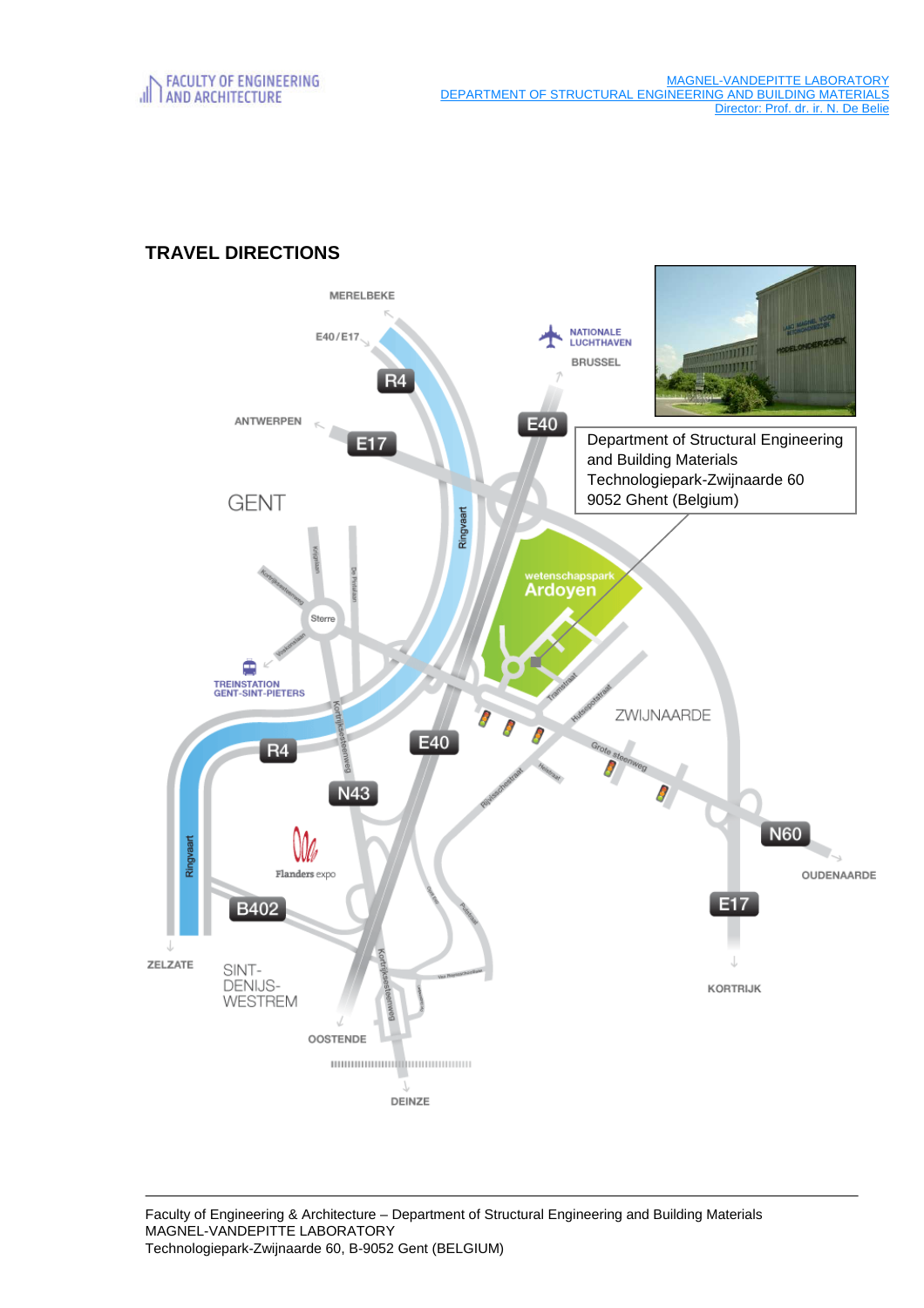FACULTY OF ENGINEERING AND ARCHITECTURE

MAGNEL-VANDEPITTE LABORATORY
DEPARTMENT OF STRUCTURAL ENGINEERING AND BUILDING MATERIALS
Director: Prof. dr. ir. N. De Belie

## TRAVEL DIRECTIONS

Department of Structural Engineering and Building Materials
Technologiepark-Zwijnaarde 60
9052 Ghent (Belgium)

Faculty of Engineering & Architecture – Department of Structural Engineering and Building Materials
MAGNEL-VANDEPITTE LABORATORY
Technologiepark-Zwijnaarde 60, B-9052 Gent (BELGIUM)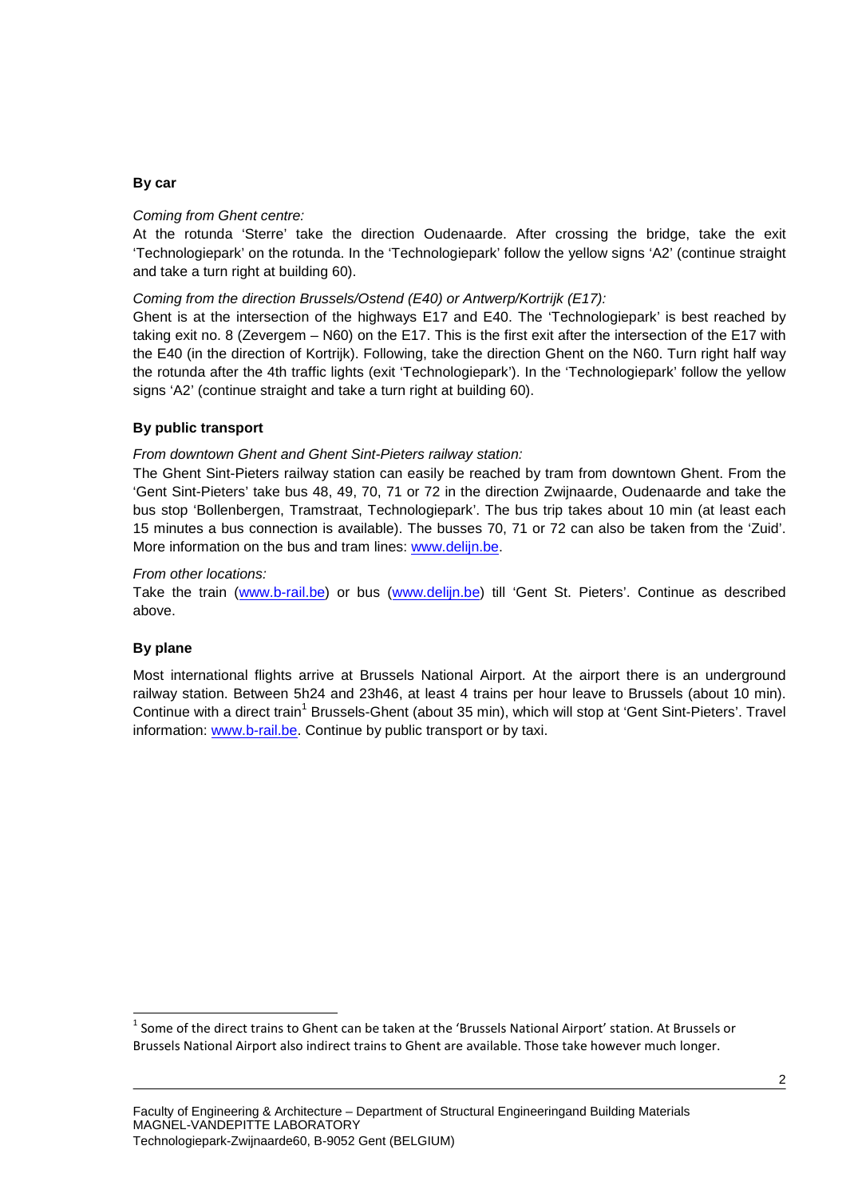**By car**

*Coming from Ghent centre:*

At the rotunda 'Sterre' take the direction Oudenaarde. After crossing the bridge, take the exit 'Technologiepark' on the rotunda. In the 'Technologiepark' follow the yellow signs 'A2' (continue straight and take a turn right at building 60).

*Coming from the direction Brussels/Ostend (E40) or Antwerp/Kortrijk (E17):*

Ghent is at the intersection of the highways E17 and E40. The 'Technologiepark' is best reached by taking exit no. 8 (Zevergem – N60) on the E17. This is the first exit after the intersection of the E17 with the E40 (in the direction of Kortrijk). Following, take the direction Ghent on the N60. Turn right half way the rotunda after the 4th traffic lights (exit 'Technologiepark'). In the 'Technologiepark' follow the yellow signs 'A2' (continue straight and take a turn right at building 60).

**By public transport**

*From downtown Ghent and Ghent Sint-Pieters railway station:*

The Ghent Sint-Pieters railway station can easily be reached by tram from downtown Ghent. From the 'Gent Sint-Pieters' take bus 48, 49, 70, 71 or 72 in the direction Zwijnaarde, Oudenaarde and take the bus stop 'Bollenbergen, Tramstraat, Technologiepark'. The bus trip takes about 10 min (at least each 15 minutes a bus connection is available). The busses 70, 71 or 72 can also be taken from the 'Zuid'. More information on the bus and tram lines: www.delijn.be.

*From other locations:*

Take the train (www.b-rail.be) or bus (www.delijn.be) till 'Gent St. Pieters'. Continue as described above.

**By plane**

Most international flights arrive at Brussels National Airport. At the airport there is an underground railway station. Between 5h24 and 23h46, at least 4 trains per hour leave to Brussels (about 10 min). Continue with a direct train[1] Brussels-Ghent (about 35 min), which will stop at 'Gent Sint-Pieters'. Travel information: www.b-rail.be. Continue by public transport or by taxi.

[1] Some of the direct trains to Ghent can be taken at the 'Brussels National Airport' station. At Brussels or Brussels National Airport also indirect trains to Ghent are available. Those take however much longer.

Faculty of Engineering & Architecture – Department of Structural Engineeringand Building Materials
MAGNEL-VANDEPITTE LABORATORY
Technologiepark-Zwijnaarde60, B-9052 Gent (BELGIUM)